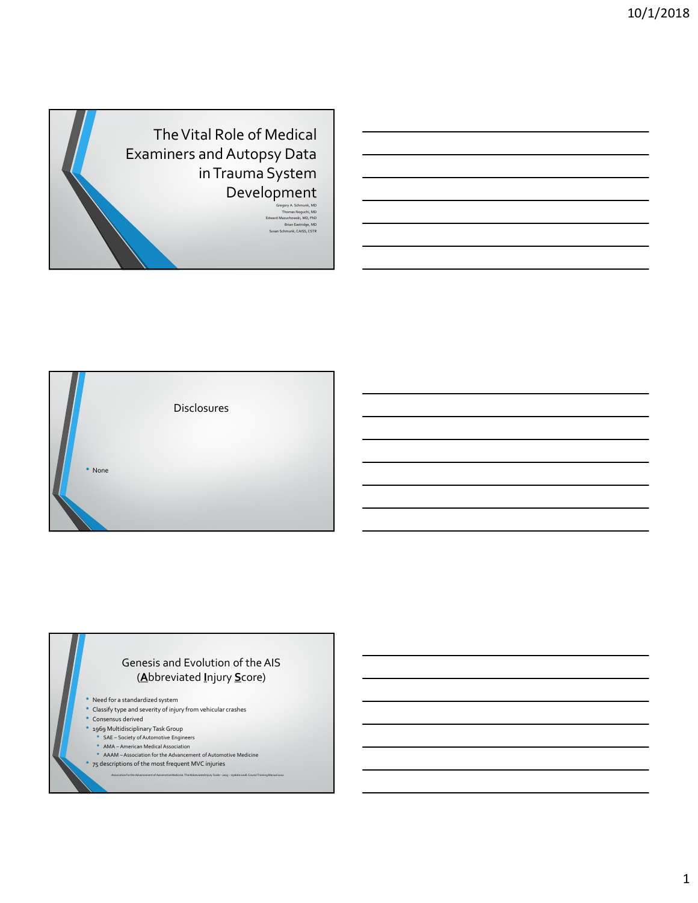# The Vital Role of Medical Examiners and Autopsy Data in Trauma System Development

Gregory A. Schmunk, MD
Thomas Noguchi, MD
Edward Mazuchowski, MD, PhD
Brian Eastridge, MD
Susan Schmunk, CAISS, CSTR

## Disclosures

- None

## Genesis and Evolution of the AIS (**A**bbreviated **I**njury **S**core)

- Need for a standardized system
- Classify type and severity of injury from vehicular crashes
- Consensus derived
- 1969 Multidisciplinary Task Group
  - SAE – Society of Automotive Engineers
  - AMA – American Medical Association
  - AAAM – Association for the Advancement of Automotive Medicine
- 75 descriptions of the most frequent MVC injuries

Association for the Advancement of Automotive Medicine. The Abbreviated Injury Scale – 2005 – Update 2008. Course Training Manual 2012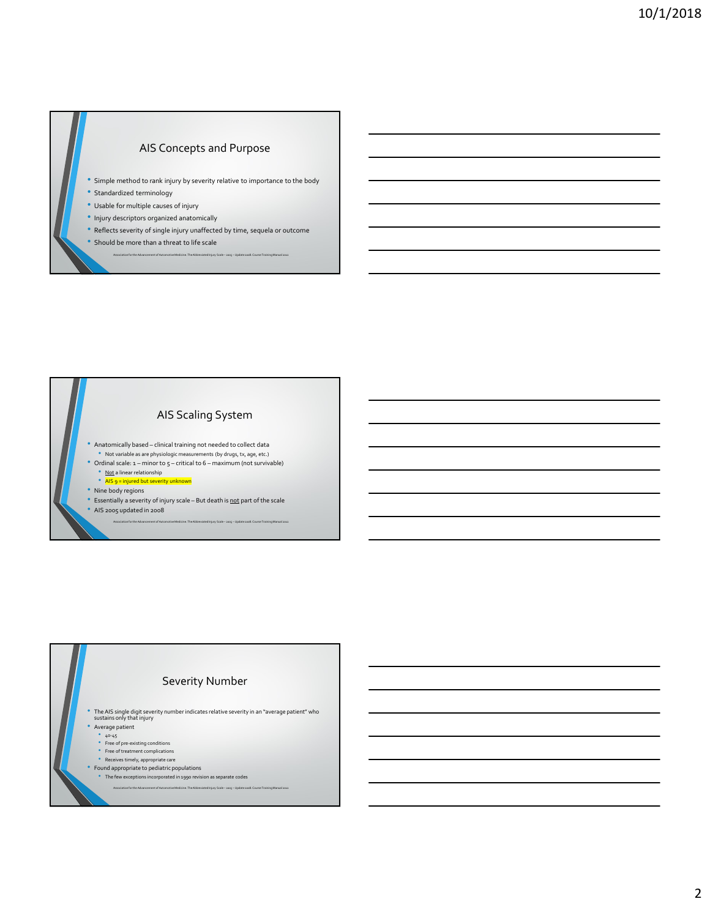## AIS Concepts and Purpose

- Simple method to rank injury by severity relative to importance to the body
- Standardized terminology
- Usable for multiple causes of injury
- Injury descriptors organized anatomically
- Reflects severity of single injury unaffected by time, sequela or outcome
- Should be more than a threat to life scale

Association for the Advancement of Automotive Medicine. The Abbreviated Injury Scale – 2005 – Update 2008. Course Training Manual 2012

## AIS Scaling System

- Anatomically based – clinical training not needed to collect data
  - Not variable as are physiologic measurements (by drugs, tx, age, etc.)
- Ordinal scale: 1 – minor to 5 – critical to 6 – maximum (not survivable)
  - Not a linear relationship
  - AIS 9 = injured but severity unknown
- Nine body regions
- Essentially a severity of injury scale – But death is not part of the scale
- AIS 2005 updated in 2008

Association for the Advancement of Automotive Medicine. The Abbreviated Injury Scale – 2005 – Update 2008. Course Training Manual 2012

## Severity Number

- The AIS single digit severity number indicates relative severity in an "average patient" who sustains only that injury
- Average patient
  - 40-45
  - Free of pre-existing conditions
  - Free of treatment complications
  - Receives timely, appropriate care
- Found appropriate to pediatric populations
  - The few exceptions incorporated in 1990 revision as separate codes

Association for the Advancement of Automotive Medicine. The Abbreviated Injury Scale – 2005 – Update 2008. Course Training Manual 2012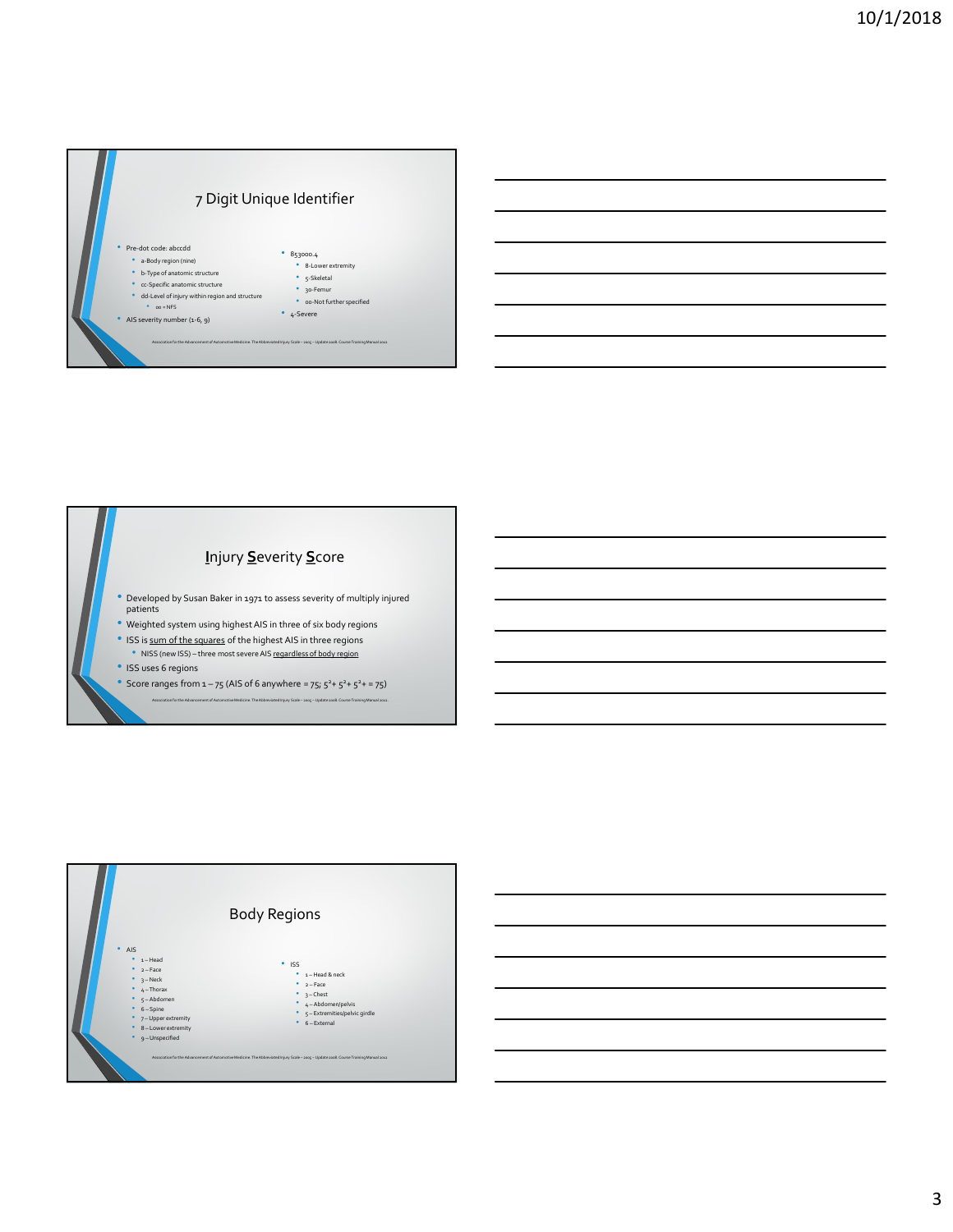## 7 Digit Unique Identifier

- Pre-dot code: abccdd
  - a-Body region (nine)
  - b-Type of anatomic structure
  - cc-Specific anatomic structure
  - dd-Level of injury within region and structure
    - 00 = NFS
- AIS severity number (1-6, 9)

- 853000.4
  - 8-Lower extremity
  - 5-Skeletal
  - 30-Femur
  - 00-Not further specified
- 4-Severe

Association for the Advancement of Automotive Medicine. The Abbreviated Injury Scale – 2005 – Update 2008. Course Training Manual 2012.

## Injury Severity Score

- Developed by Susan Baker in 1971 to assess severity of multiply injured patients
- Weighted system using highest AIS in three of six body regions
- ISS is sum of the squares of the highest AIS in three regions
  - NISS (new ISS) – three most severe AIS regardless of body region
- ISS uses 6 regions
- Score ranges from 1 – 75 (AIS of 6 anywhere = 75; $5^2 + 5^2 + 5^2 = 75$)

Association for the Advancement of Automotive Medicine. The Abbreviated Injury Scale – 2005 – Update 2008. Course Training Manual 2012.

## Body Regions

- AIS
  - 1 – Head
  - 2 – Face
  - 3 – Neck
  - 4 – Thorax
  - 5 – Abdomen
  - 6 – Spine
  - 7 – Upper extremity
  - 8 – Lower extremity
  - 9 – Unspecified

- ISS
  - 1 – Head & neck
  - 2 – Face
  - 3 – Chest
  - 4 – Abdomen/pelvis
  - 5 – Extremities/pelvic girdle
  - 6 – External

Association for the Advancement of Automotive Medicine. The Abbreviated Injury Scale – 2005 – Update 2008. Course Training Manual 2012.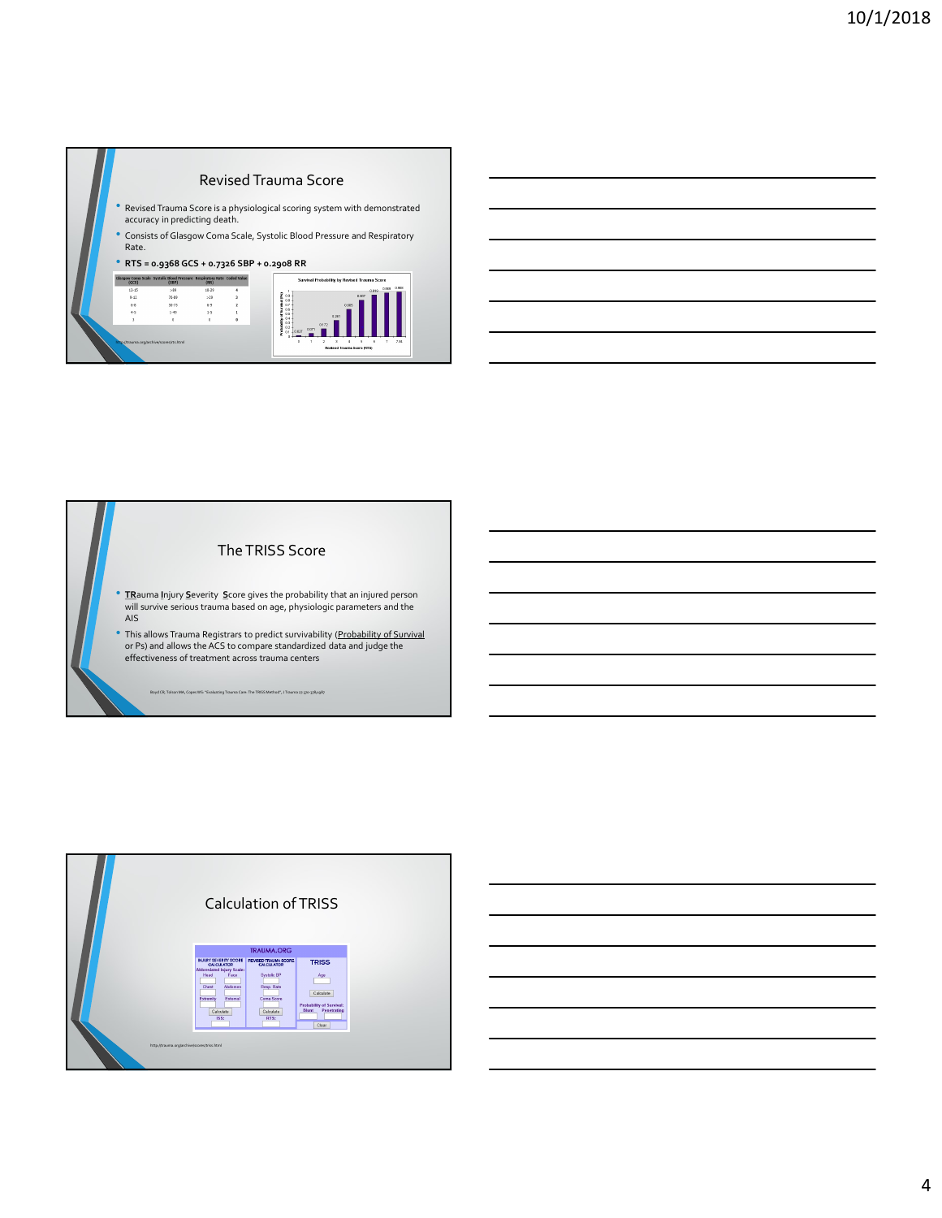## Revised Trauma Score

- Revised Trauma Score is a physiological scoring system with demonstrated accuracy in predicting death.
- Consists of Glasgow Coma Scale, Systolic Blood Pressure and Respiratory Rate.
- **RTS = 0.9368 GCS + 0.7326 SBP + 0.2908 RR**

| Glasgow Coma Scale (GCS) | Systolic Blood Pressure (SBP) | Respiratory Rate (RR) | Coded Value |
|---|---|---|---|
| 13-15 | >89 | 10-29 | 4 |
| 9-12 | 76-89 | >29 | 3 |
| 6-8 | 50-75 | 6-9 | 2 |
| 4-5 | 1-49 | 1-5 | 1 |
| 3 | 0 | 0 | 0 |

Survival Probability by Revised Trauma Score

http://trauma.org/archive/scores/rts.html

## The TRISS Score

- **TR**auma **I**njury **S**everity **S**core gives the probability that an injured person will survive serious trauma based on age, physiologic parameters and the AIS
- This allows Trauma Registrars to predict survivability (Probability of Survival or Ps) and allows the ACS to compare standardized data and judge the effectiveness of treatment across trauma centers

Boyd CR, Tolson MA, Copes WS "Evaluating Trauma Care: The TRISS Method", J Trauma 27:370-378,1987

## Calculation of TRISS

http://trauma.org/archive/scores/triss.html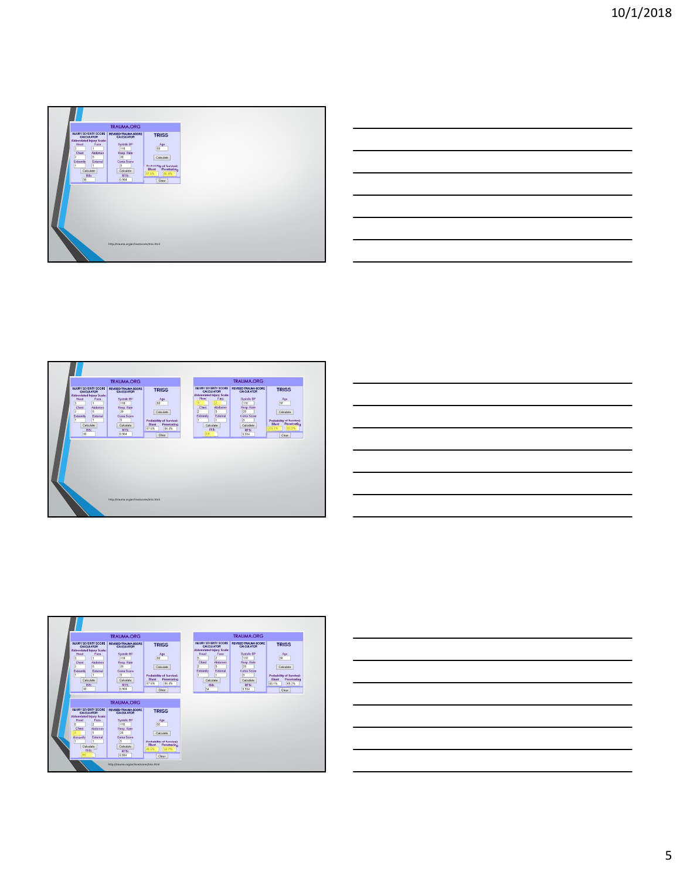**TRAUMA.ORG**

| INJURY SEVERITY SCORE CALCULATOR | | REVISED TRAUMA SCORE CALCULATOR | | TRISS | |
|---|---|---|---|---|---|
| Abbreviated Injury Scale: | | | | | |
| Head | Face | Systolic BP | | Age | |
| 3 | 1 | 110 | | 50 | |
| Chest | Abdomen | Resp. Rate | | Calculate | |
| 2 | 5 | 20 | | | |
| Extremity | External | Coma Score | | Probability of Survival: | |
| 1 | 1 | 9 | | Blunt | Penetrating |
| Calculate | | Calculate | | 87.6% | 86.4% |
| ISS: | | RTS: | | | |
| 38 | | 6.904 | | Clear | |

http://trauma.org/archive/scores/triss.html

**TRAUMA.ORG**

| INJURY SEVERITY SCORE CALCULATOR | | REVISED TRAUMA SCORE CALCULATOR | | TRISS | |
|---|---|---|---|---|---|
| Abbreviated Injury Scale: | | | | | |
| Head | Face | Systolic BP | | Age | |
| 3 | 1 | 110 | | 50 | |
| Chest | Abdomen | Resp. Rate | | Calculate | |
| 2 | 5 | 20 | | | |
| Extremity | External | Coma Score | | Probability of Survival: | |
| 1 | 1 | 9 | | Blunt | Penetrating |
| Calculate | | Calculate | | 87.6% | 86.4% |
| ISS: | | RTS: | | | |
| 38 | | 6.904 | | Clear | |

**TRAUMA.ORG**

| INJURY SEVERITY SCORE CALCULATOR | | REVISED TRAUMA SCORE CALCULATOR | | TRISS | |
|---|---|---|---|---|---|
| Abbreviated Injury Scale: | | | | | |
| Head | Face | Systolic BP | | Age | |
| 5 | 2 | 110 | | 50 | |
| Chest | Abdomen | Resp. Rate | | Calculate | |
| 2 | 5 | 20 | | | |
| Extremity | External | Coma Score | | Probability of Survival: | |
| 1 | 1 | 5 | | Blunt | Penetrating |
| Calculate | | Calculate | | 65.1% | 69.2% |
| ISS: | | RTS: | | | |
| 54 | | 5.904 | | Clear | |

http://trauma.org/archive/scores/triss.html

**TRAUMA.ORG**

| INJURY SEVERITY SCORE CALCULATOR | | REVISED TRAUMA SCORE CALCULATOR | | TRISS | |
|---|---|---|---|---|---|
| Abbreviated Injury Scale: | | | | | |
| Head | Face | Systolic BP | | Age | |
| 3 | 1 | 110 | | 50 | |
| Chest | Abdomen | Resp. Rate | | Calculate | |
| 2 | 5 | 20 | | | |
| Extremity | External | Coma Score | | Probability of Survival: | |
| 1 | 1 | 9 | | Blunt | Penetrating |
| Calculate | | Calculate | | 87.6% | 86.4% |
| ISS: | | RTS: | | | |
| 38 | | 6.904 | | Clear | |

**TRAUMA.ORG**

| INJURY SEVERITY SCORE CALCULATOR | | REVISED TRAUMA SCORE CALCULATOR | | TRISS | |
|---|---|---|---|---|---|
| Abbreviated Injury Scale: | | | | | |
| Head | Face | Systolic BP | | Age | |
| 5 | 2 | 110 | | 50 | |
| Chest | Abdomen | Resp. Rate | | Calculate | |
| 2 | 5 | 20 | | | |
| Extremity | External | Coma Score | | Probability of Survival: | |
| 1 | 1 | 5 | | Blunt | Penetrating |
| Calculate | | Calculate | | 65.1% | 69.2% |
| ISS: | | RTS: | | | |
| 54 | | 5.904 | | Clear | |

**TRAUMA.ORG**

| INJURY SEVERITY SCORE CALCULATOR | | REVISED TRAUMA SCORE CALCULATOR | | TRISS | |
|---|---|---|---|---|---|
| Abbreviated Injury Scale: | | | | | |
| Head | Face | Systolic BP | | Age | |
| 5 | 2 | 110 | | 50 | |
| Chest | Abdomen | Resp. Rate | | Calculate | |
| 4 | 5 | 20 | | | |
| Extremity | External | Coma Score | | Probability of Survival: | |
| 1 | 1 | 5 | | Blunt | Penetrating |
| Calculate | | Calculate | | 46.6% | 58.7% |
| ISS: | | RTS: | | | |
| 66 | | 5.904 | | Clear | |

http://trauma.org/archive/scores/triss.html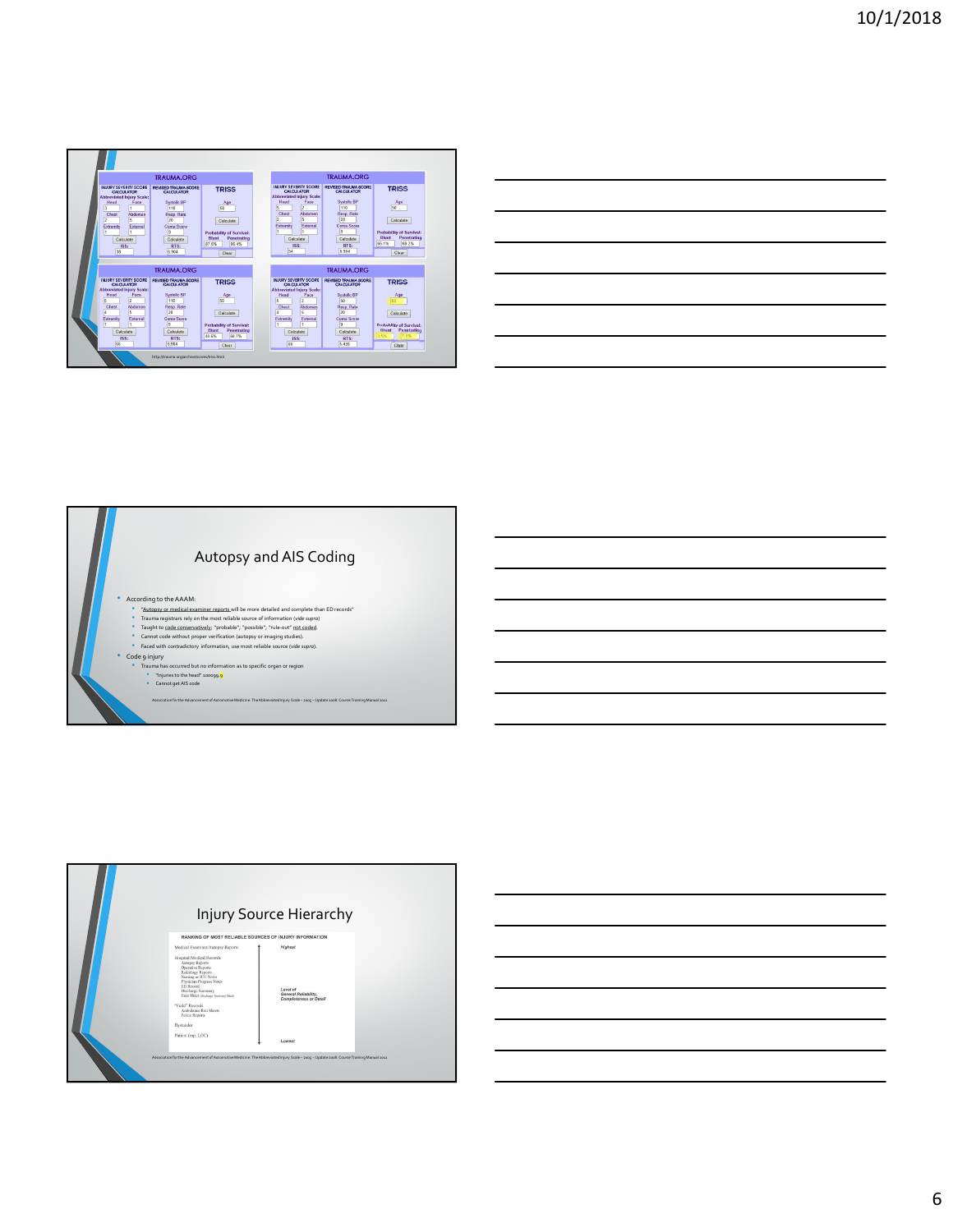## TRAUMA.ORG

| INJURY SEVERITY SCORE CALCULATOR | | REVISED TRAUMA SCORE CALCULATOR | TRISS |
|---|---|---|---|
| Head: 3 | Face: 1 | Systolic BP: 110 | Age: 50 |
| Chest: 2 | Abdomen: 5 | Resp. Rate: 20 | |
| Extremity: 1 | External: 1 | Coma Score: 3 | Probability of Survival: Blunt 87.6% Penetrating 86.4% |
| ISS: 38 | | RTS: 6.904 | |

| INJURY SEVERITY SCORE CALCULATOR | | REVISED TRAUMA SCORE CALCULATOR | TRISS |
|---|---|---|---|
| Head: 5 | Face: 2 | Systolic BP: 110 | Age: 50 |
| Chest: 2 | Abdomen: 5 | Resp. Rate: 20 | |
| Extremity: 1 | External: 1 | Coma Score: 5 | Probability of Survival: Blunt 65.1% Penetrating 69.2% |
| ISS: 54 | | RTS: 6.904 | |

| INJURY SEVERITY SCORE CALCULATOR | | REVISED TRAUMA SCORE CALCULATOR | TRISS |
|---|---|---|---|
| Head: 5 | Face: 2 | Systolic BP: 110 | Age: 50 |
| Chest: 4 | Abdomen: 5 | Resp. Rate: 20 | |
| Extremity: 1 | External: 1 | Coma Score: 5 | Probability of Survival: Blunt 40.6% Penetrating 50.1% |
| ISS: 66 | | RTS: 6.904 | |

| INJURY SEVERITY SCORE CALCULATOR | | REVISED TRAUMA SCORE CALCULATOR | TRISS |
|---|---|---|---|
| Head: 5 | Face: 2 | Systolic BP: 50 | Age: 60 |
| Chest: 4 | Abdomen: 5 | Resp. Rate: 20 | |
| Extremity: 1 | External: 1 | Coma Score: 9 | Probability of Survival: Blunt 3.5% Penetrating 7.1% |
| ISS: 66 | | RTS: 5.439 | |

http://trauma.org/archive/scores/triss.html

## Autopsy and AIS Coding

- According to the AAAM:
  - "Autopsy or medical examiner reports will be more detailed and complete than ED records"
  - Trauma registrars rely on the most reliable source of information (vide supra)
  - Taught to code conservatively: "probable", "possible", "rule-out" not coded.
  - Cannot code without proper verification (autopsy or imaging studies).
  - Faced with contradictory information, use most reliable source (*vide supra*).
- Code 9 injury
  - Trauma has occurred but no information as to specific organ or region
    - "Injuries to the head" 100099.9
    - Cannot get AIS code

Association for the Advancement of Automotive Medicine. The Abbreviated Injury Scale – 2005 – Update 2008. Course Training Manual 2012

## Injury Source Hierarchy

**RANKING OF MOST RELIABLE SOURCES OF INJURY INFORMATION**

Highest

- Medical Examiner/Autopsy Reports
- Hospital/Medical Records
  - Autopsy Reports
  - Operative Reports
  - Radiology Reports
  - Nursing or ICU Notes
  - Physician Progress Notes
  - ED Record
  - Discharge Summary
  - Face Sheet (Discharge Summary Sheet)
- "Field" Records
  - Ambulance Run Sheets
  - Police Reports
- Bystander
- Patient (esp. LOC)

Level of General Reliability, Completeness or Detail

Lowest

Association for the Advancement of Automotive Medicine. The Abbreviated Injury Scale – 2005 – Update 2008. Course Training Manual 2012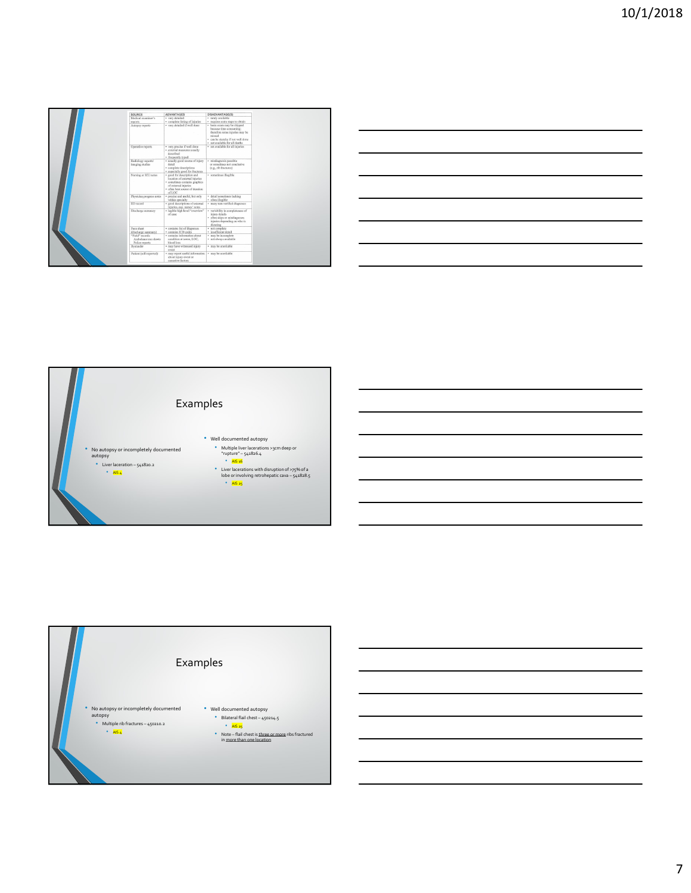| SOURCE | ADVANTAGES | DISADVANTAGE(S) |
|---|---|---|
| Medical examiner's reports | • very detailed<br>• complete listing of injuries | • rarely available<br>• requires extra steps to obtain |
| Autopsy reports | • very detailed if well done | • brain exam may be skipped because time consuming; therefore some injuries may be missed<br>• can be sketchy if not well done<br>• not available for all deaths |
| Operative reports | • very precise if well done<br>• external measures usually described<br>• frequently typed | • not available for all injuries |
| Radiology reports/ imaging studies | • usually good source of injury detail<br>• complete descriptions<br>• especially good for fractures | • misdiagnosis possible or sometimes not conclusive (e.g., rib fractures) |
| Nursing or ICU notes | • good for description and location of external injuries<br>• sometimes contains graphics of external injuries<br>• often best source of duration of LOC | • sometimes illegible |
| Physician progress notes | • precise and useful, but only within specialty | • detail sometimes lacking<br>• often illegible |
| ED record | • good descriptions of external injuries, esp. nurses' notes | • many non-verified diagnoses |
| Discharge summary | • legible high level "overview" of case | • variability in completeness of injury details<br>• often skips or misdiagnoses injuries depending on who is dictating |
| Face sheet (discharge summary) | • contains list of all diagnoses<br>• contains ICD codes | • not complete<br>• insufficient detail |
| "Field" records Ambulance run sheets Police reports | • contains information about condition at scene, LOC, blood loss | • may be incomplete<br>• not always available |
| Bystander | • may have witnessed injury event | • may be unreliable |
| Patient (self-reported) | • may report useful information about injury event or causative factors | • may be unreliable |

# Examples

- No autopsy or incompletely documented autopsy
  - Liver laceration – 541820.2
    - AIS 4
- Well documented autopsy
  - Multiple liver lacerations >3cm deep or "rupture" – 541826.4
    - AIS 16
  - Liver lacerations with disruption of >75% of a lobe or involving retrohepatic cava – 541828.5
    - AIS 25

# Examples

- No autopsy or incompletely documented autopsy
  - Multiple rib fractures – 450210.2
    - AIS 4
- Well documented autopsy
  - Bilateral flail chest – 450214.5
    - AIS 25
  - Note – flail chest is three or more ribs fractured in more than one location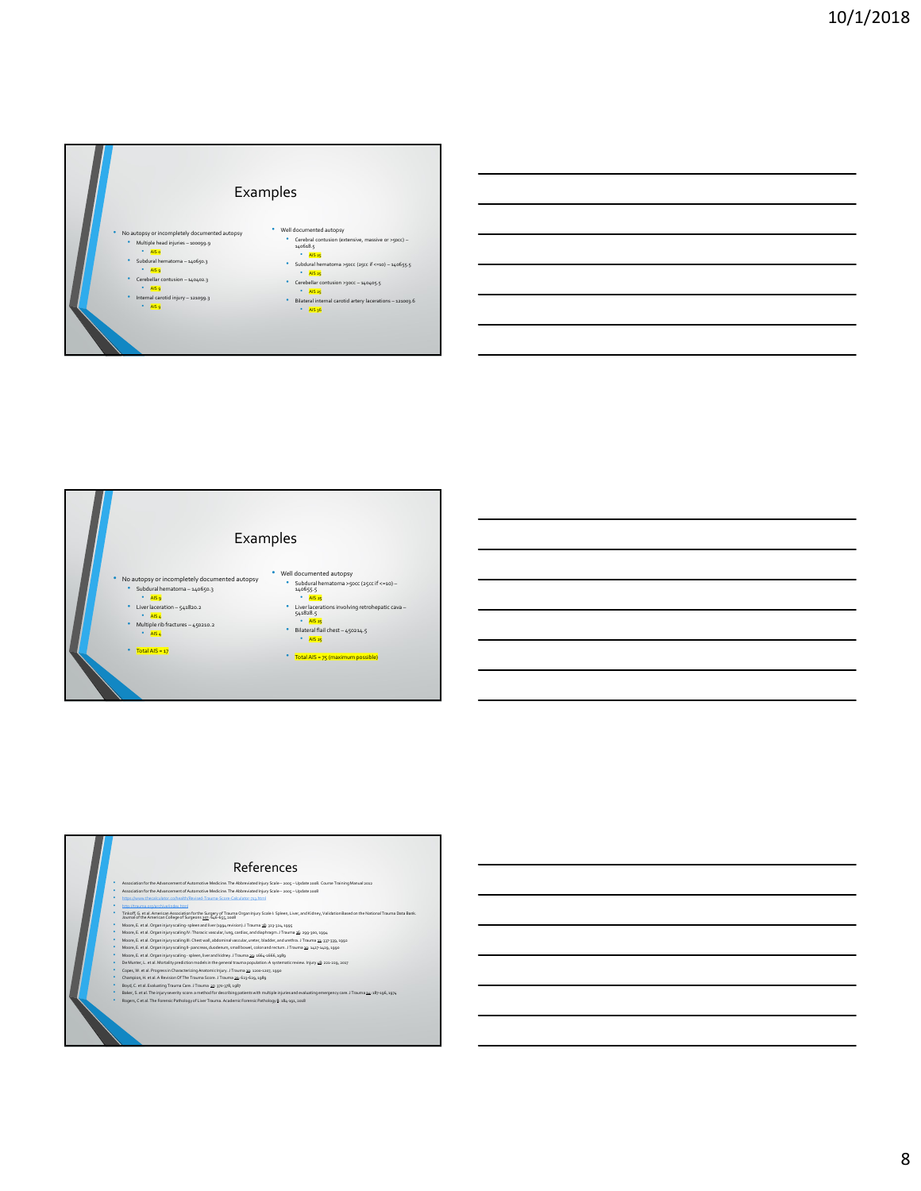## Examples

- No autopsy or incompletely documented autopsy
  - Multiple head injuries – 100099.9
    - AIS 0
  - Subdural hematoma – 140650.3
    - AIS 9
  - Cerebellar contusion – 140402.3
    - AIS 9
  - Internal carotid injury – 121099.3
    - AIS 9
- Well documented autopsy
  - Cerebral contusion (extensive, massive or >50cc) – 140628.5
    - AIS 25
  - Subdural hematoma >50cc (25cc if <=10) – 140655.5
    - AIS 25
  - Cerebellar contusion >30cc – 140405.5
    - AIS 25
  - Bilateral internal carotid artery lacerations – 121003.6
    - AIS 36

## Examples

- No autopsy or incompletely documented autopsy
  - Subdural hematoma – 140650.3
    - AIS 9
  - Liver laceration – 541820.2
    - AIS 4
  - Multiple rib fractures – 450210.2
    - AIS 4
  - Total AIS = 17
- Well documented autopsy
  - Subdural hematoma >50cc (25cc if <=10) – 140655.5
    - AIS 25
  - Liver lacerations involving retrohepatic cava – 541828.5
    - AIS 25
  - Bilateral flail chest – 450214.5
    - AIS 25
  - Total AIS = 75 (maximum possible)

## References

- Association for the Advancement of Automotive Medicine. The Abbreviated Injury Scale – 2005 – Update 2008. Course Training Manual 2012
- Association for the Advancement of Automotive Medicine. The Abbreviated Injury Scale – 2005 – Update 2008
- https://www.thecalculator.co/health/Revised-Trauma-Score-Calculator-713.html
- http://trauma.org/archive/index.html
- Tinkoff, G. et al. American Association for the Surgery of Trauma Organ Injury Scale I: Spleen, Liver, and Kidney, Validation Based on the National Trauma Data Bank. Journal of the American College of Surgeons 207: 646-655, 2008
- Moore, E. et al. Organ injury scaling: spleen and liver (1994 revision). J Trauma 38: 323-324, 1995
- Moore, E. et al. Organ injury scaling IV: Thoracic vascular, lung, cardiac, and diaphragm. J Trauma 36: 299-300, 1994
- Moore, E. et al. Organ injury scaling III: Chest wall, abdominal vascular, ureter, bladder, and urethra. J Trauma 33: 337-339, 1992
- Moore, E. et al. Organ injury scaling II: pancreas, duodenum, small bowel, colon and rectum. J Trauma 30: 1427-1429, 1990
- Moore, E. et al. Organ injury scaling: spleen, liver and kidney. J Trauma 29: 1664-1666, 1989
- De Munter, L. et al. Mortality prediction models in the general trauma population: A systematic review. Injury 48: 221-229, 2017
- Copes, W. et al. Progress in Characterizing Anatomic Injury. J Trauma 30: 1200-1207, 1990
- Champion, H. et al. A Revision Of The Trauma Score. J Trauma 29: 623-629, 1989
- Boyd, C. et al. Evaluating Trauma Care. J Trauma 27: 370-378, 1987
- Baker, S. et al. The injury severity score: a method for describing patients with multiple injuries and evaluating emergency care. J Trauma 14: 187-196, 1974
- Rogers, C et al. The Forensic Pathology of Liver Trauma. Academic Forensic Pathology 8: 184-191, 2018